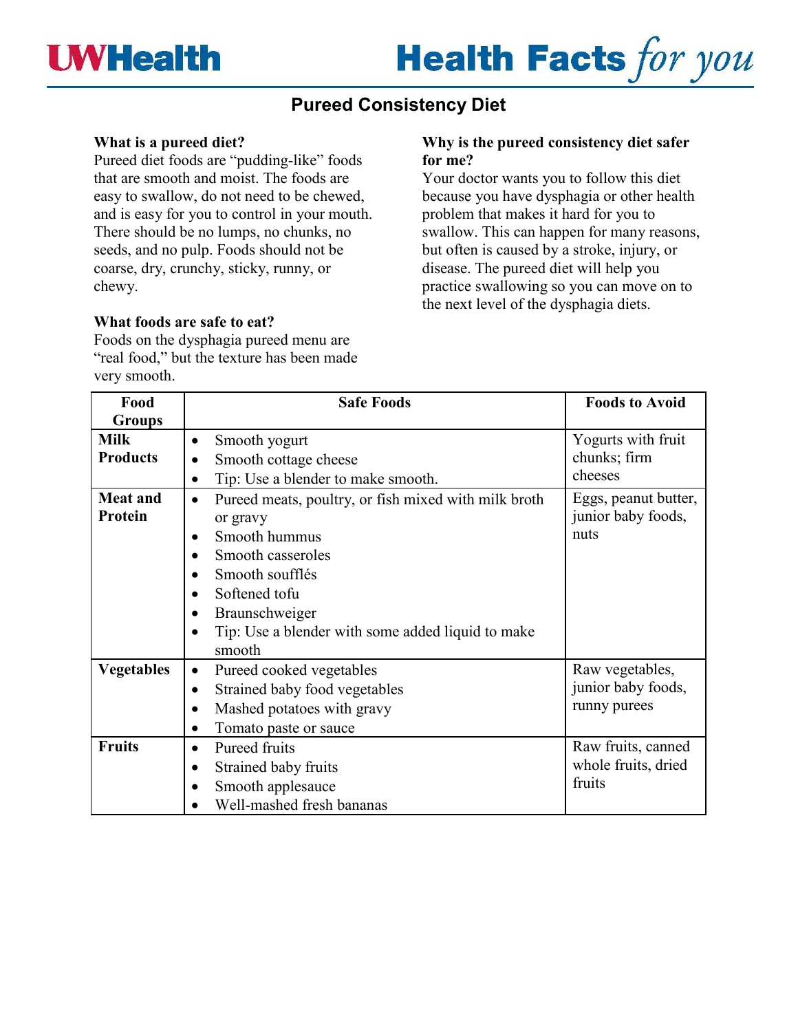UWHealth

Health Facts *for you*

# Pureed Consistency Diet

### What is a pureed diet?

Pureed diet foods are "pudding-like" foods that are smooth and moist. The foods are easy to swallow, do not need to be chewed, and is easy for you to control in your mouth. There should be no lumps, no chunks, no seeds, and no pulp. Foods should not be coarse, dry, crunchy, sticky, runny, or chewy.

### What foods are safe to eat?

Foods on the dysphagia pureed menu are "real food," but the texture has been made very smooth.

### Why is the pureed consistency diet safer for me?

Your doctor wants you to follow this diet because you have dysphagia or other health problem that makes it hard for you to swallow. This can happen for many reasons, but often is caused by a stroke, injury, or disease. The pureed diet will help you practice swallowing so you can move on to the next level of the dysphagia diets.

| Food Groups | Safe Foods | Foods to Avoid |
|---|---|---|
| **Milk Products** | • Smooth yogurt<br>• Smooth cottage cheese<br>• Tip: Use a blender to make smooth. | Yogurts with fruit chunks; firm cheeses |
| **Meat and Protein** | • Pureed meats, poultry, or fish mixed with milk broth or gravy<br>• Smooth hummus<br>• Smooth casseroles<br>• Smooth soufflés<br>• Softened tofu<br>• Braunschweiger<br>• Tip: Use a blender with some added liquid to make smooth | Eggs, peanut butter, junior baby foods, nuts |
| **Vegetables** | • Pureed cooked vegetables<br>• Strained baby food vegetables<br>• Mashed potatoes with gravy<br>• Tomato paste or sauce | Raw vegetables, junior baby foods, runny purees |
| **Fruits** | • Pureed fruits<br>• Strained baby fruits<br>• Smooth applesauce<br>• Well-mashed fresh bananas | Raw fruits, canned whole fruits, dried fruits |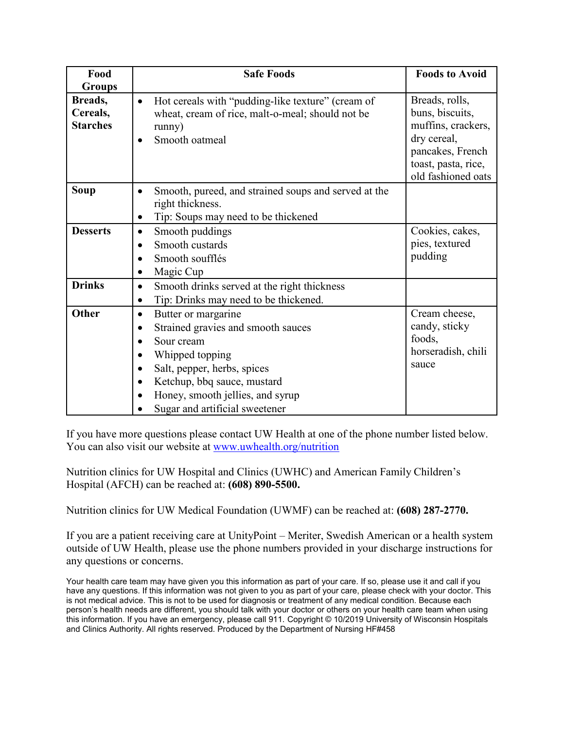| Food Groups | Safe Foods | Foods to Avoid |
|---|---|---|
| **Breads, Cereals, Starches** | • Hot cereals with "pudding-like texture" (cream of wheat, cream of rice, malt-o-meal; should not be runny)<br>• Smooth oatmeal | Breads, rolls, buns, biscuits, muffins, crackers, dry cereal, pancakes, French toast, pasta, rice, old fashioned oats |
| **Soup** | • Smooth, pureed, and strained soups and served at the right thickness.<br>• Tip: Soups may need to be thickened | |
| **Desserts** | • Smooth puddings<br>• Smooth custards<br>• Smooth soufflés<br>• Magic Cup | Cookies, cakes, pies, textured pudding |
| **Drinks** | • Smooth drinks served at the right thickness<br>• Tip: Drinks may need to be thickened. | |
| **Other** | • Butter or margarine<br>• Strained gravies and smooth sauces<br>• Sour cream<br>• Whipped topping<br>• Salt, pepper, herbs, spices<br>• Ketchup, bbq sauce, mustard<br>• Honey, smooth jellies, and syrup<br>• Sugar and artificial sweetener | Cream cheese, candy, sticky foods, horseradish, chili sauce |

If you have more questions please contact UW Health at one of the phone number listed below. You can also visit our website at [www.uwhealth.org/nutrition](www.uwhealth.org/nutrition)

Nutrition clinics for UW Hospital and Clinics (UWHC) and American Family Children's Hospital (AFCH) can be reached at: **(608) 890-5500.**

Nutrition clinics for UW Medical Foundation (UWMF) can be reached at: **(608) 287-2770.**

If you are a patient receiving care at UnityPoint – Meriter, Swedish American or a health system outside of UW Health, please use the phone numbers provided in your discharge instructions for any questions or concerns.

Your health care team may have given you this information as part of your care. If so, please use it and call if you have any questions. If this information was not given to you as part of your care, please check with your doctor. This is not medical advice. This is not to be used for diagnosis or treatment of any medical condition. Because each person's health needs are different, you should talk with your doctor or others on your health care team when using this information. If you have an emergency, please call 911. Copyright © 10/2019 University of Wisconsin Hospitals and Clinics Authority. All rights reserved. Produced by the Department of Nursing HF#458